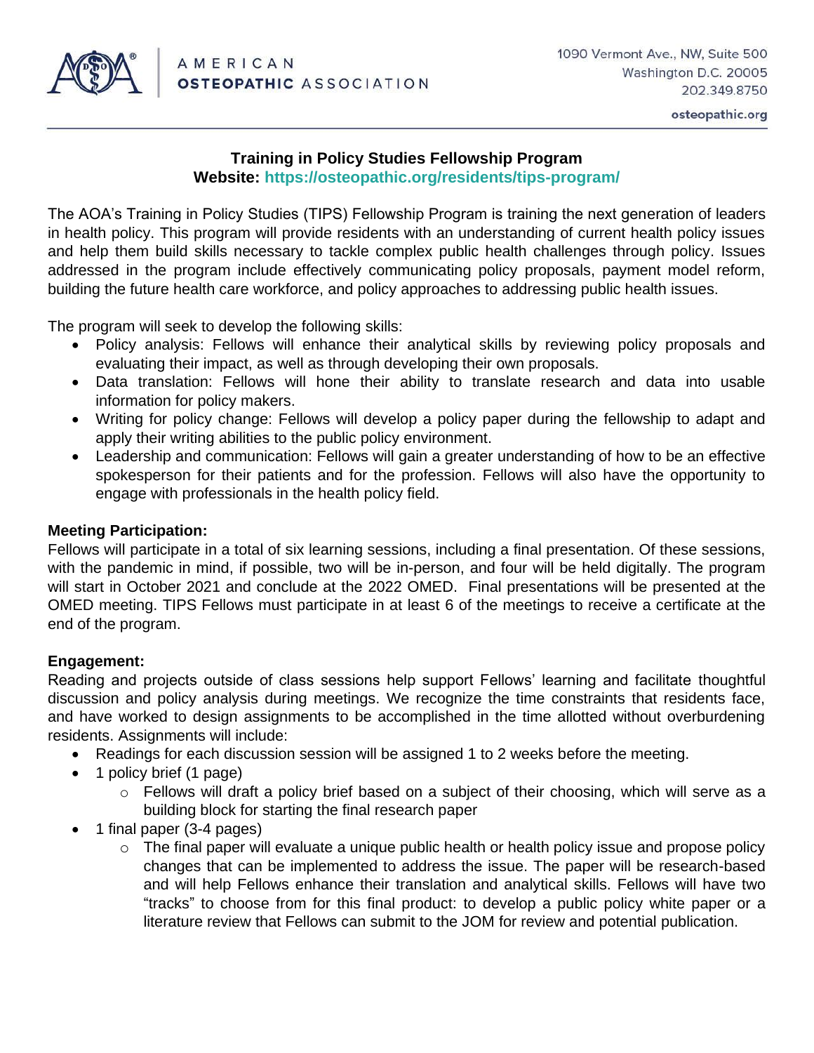AMERICAN OSTEOPATHIC ASSOCIATION

1090 Vermont Ave., NW, Suite 500
Washington D.C. 20005
202.349.8750

osteopathic.org

# Training in Policy Studies Fellowship Program

**Website: https://osteopathic.org/residents/tips-program/**

The AOA's Training in Policy Studies (TIPS) Fellowship Program is training the next generation of leaders in health policy. This program will provide residents with an understanding of current health policy issues and help them build skills necessary to tackle complex public health challenges through policy. Issues addressed in the program include effectively communicating policy proposals, payment model reform, building the future health care workforce, and policy approaches to addressing public health issues.

The program will seek to develop the following skills:

- Policy analysis: Fellows will enhance their analytical skills by reviewing policy proposals and evaluating their impact, as well as through developing their own proposals.
- Data translation: Fellows will hone their ability to translate research and data into usable information for policy makers.
- Writing for policy change: Fellows will develop a policy paper during the fellowship to adapt and apply their writing abilities to the public policy environment.
- Leadership and communication: Fellows will gain a greater understanding of how to be an effective spokesperson for their patients and for the profession. Fellows will also have the opportunity to engage with professionals in the health policy field.

**Meeting Participation:**

Fellows will participate in a total of six learning sessions, including a final presentation. Of these sessions, with the pandemic in mind, if possible, two will be in-person, and four will be held digitally. The program will start in October 2021 and conclude at the 2022 OMED. Final presentations will be presented at the OMED meeting. TIPS Fellows must participate in at least 6 of the meetings to receive a certificate at the end of the program.

**Engagement:**

Reading and projects outside of class sessions help support Fellows' learning and facilitate thoughtful discussion and policy analysis during meetings. We recognize the time constraints that residents face, and have worked to design assignments to be accomplished in the time allotted without overburdening residents. Assignments will include:

- Readings for each discussion session will be assigned 1 to 2 weeks before the meeting.
- 1 policy brief (1 page)
  - Fellows will draft a policy brief based on a subject of their choosing, which will serve as a building block for starting the final research paper
- 1 final paper (3-4 pages)
  - The final paper will evaluate a unique public health or health policy issue and propose policy changes that can be implemented to address the issue. The paper will be research-based and will help Fellows enhance their translation and analytical skills. Fellows will have two "tracks" to choose from for this final product: to develop a public policy white paper or a literature review that Fellows can submit to the JOM for review and potential publication.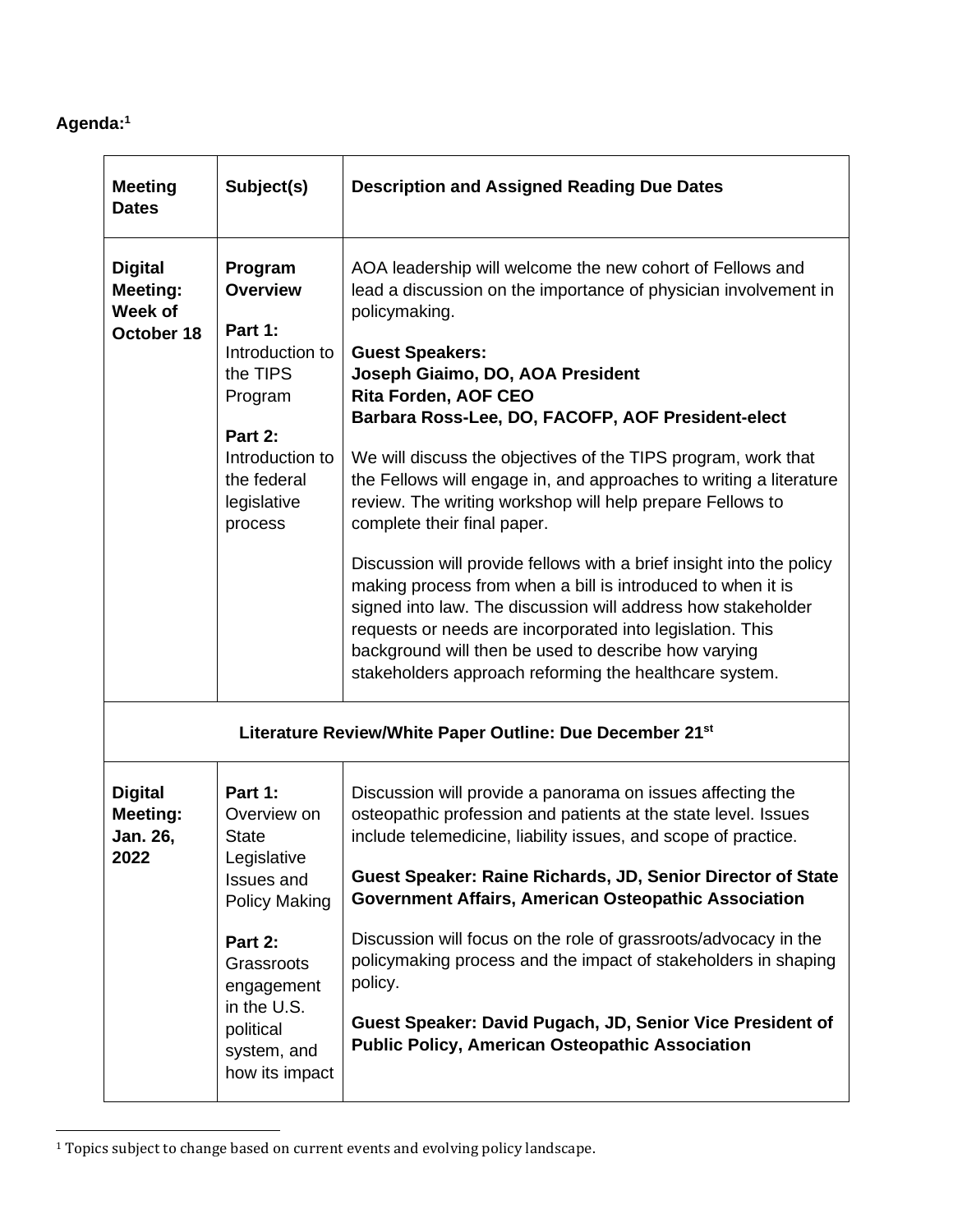**Agenda:**[1]

| Meeting Dates | Subject(s) | Description and Assigned Reading Due Dates |
|---|---|---|
| **Digital Meeting: Week of October 18** | **Program Overview**<br><br>**Part 1:** Introduction to the TIPS Program<br><br>**Part 2:** Introduction to the federal legislative process | AOA leadership will welcome the new cohort of Fellows and lead a discussion on the importance of physician involvement in policymaking.<br><br>**Guest Speakers:**<br>**Joseph Giaimo, DO, AOA President**<br>**Rita Forden, AOF CEO**<br>**Barbara Ross-Lee, DO, FACOFP, AOF President-elect**<br><br>We will discuss the objectives of the TIPS program, work that the Fellows will engage in, and approaches to writing a literature review. The writing workshop will help prepare Fellows to complete their final paper.<br><br>Discussion will provide fellows with a brief insight into the policy making process from when a bill is introduced to when it is signed into law. The discussion will address how stakeholder requests or needs are incorporated into legislation. This background will then be used to describe how varying stakeholders approach reforming the healthcare system. |
| **Literature Review/White Paper Outline: Due December 21st** | | |
| **Digital Meeting: Jan. 26, 2022** | **Part 1:** Overview on State Legislative Issues and Policy Making<br><br>**Part 2:** Grassroots engagement in the U.S. political system, and how its impact | Discussion will provide a panorama on issues affecting the osteopathic profession and patients at the state level. Issues include telemedicine, liability issues, and scope of practice.<br><br>**Guest Speaker: Raine Richards, JD, Senior Director of State Government Affairs, American Osteopathic Association**<br><br>Discussion will focus on the role of grassroots/advocacy in the policymaking process and the impact of stakeholders in shaping policy.<br><br>**Guest Speaker: David Pugach, JD, Senior Vice President of Public Policy, American Osteopathic Association** |

[1] Topics subject to change based on current events and evolving policy landscape.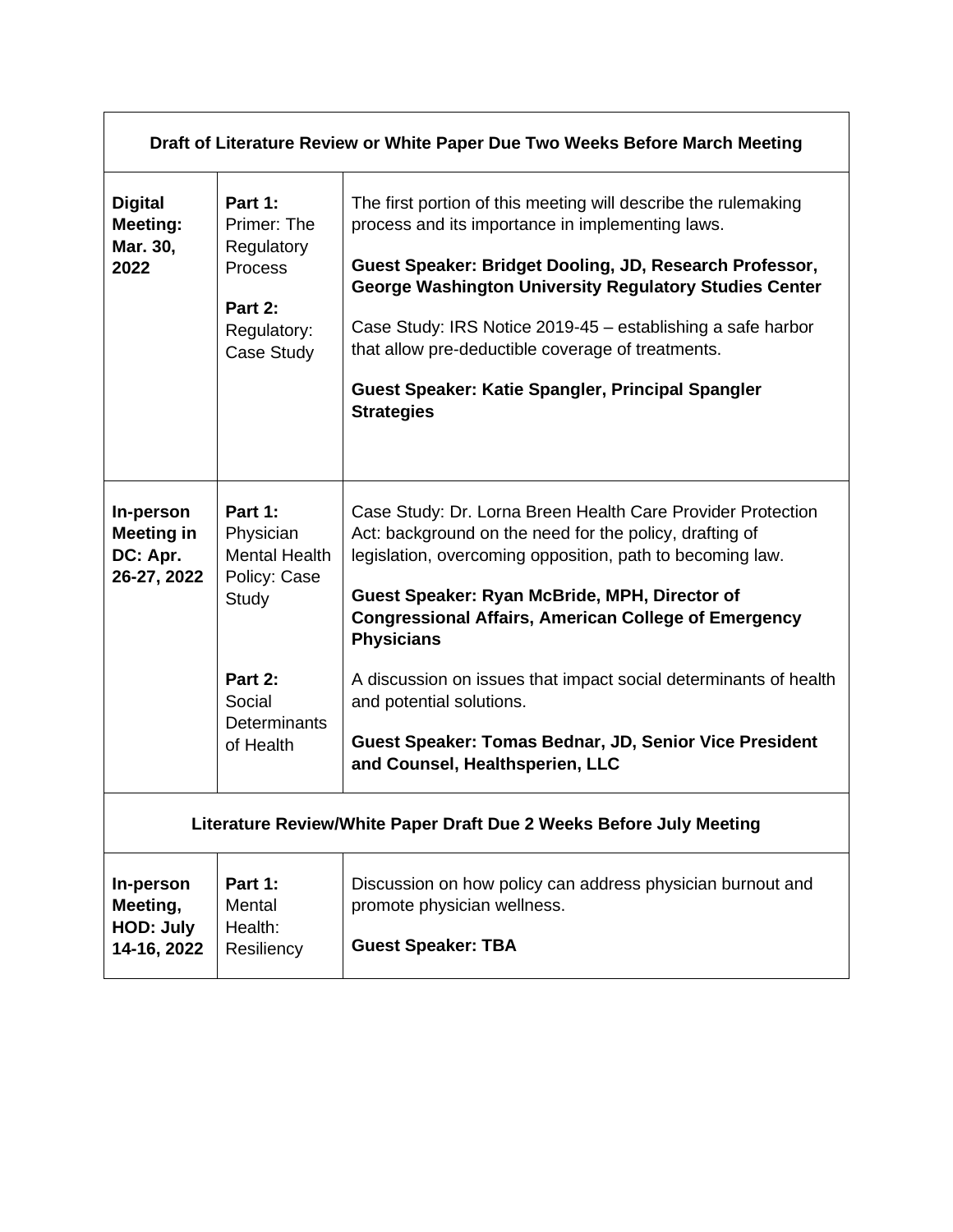| Draft of Literature Review or White Paper Due Two Weeks Before March Meeting | | |
|---|---|---|
| **Digital Meeting: Mar. 30, 2022** | **Part 1:** Primer: The Regulatory Process<br><br>**Part 2:** Regulatory: Case Study | The first portion of this meeting will describe the rulemaking process and its importance in implementing laws.<br><br>**Guest Speaker: Bridget Dooling, JD, Research Professor, George Washington University Regulatory Studies Center**<br><br>Case Study: IRS Notice 2019-45 – establishing a safe harbor that allow pre-deductible coverage of treatments.<br><br>**Guest Speaker: Katie Spangler, Principal Spangler Strategies** |
| **In-person Meeting in DC: Apr. 26-27, 2022** | **Part 1:** Physician Mental Health Policy: Case Study<br><br>**Part 2:** Social Determinants of Health | Case Study: Dr. Lorna Breen Health Care Provider Protection Act: background on the need for the policy, drafting of legislation, overcoming opposition, path to becoming law.<br><br>**Guest Speaker: Ryan McBride, MPH, Director of Congressional Affairs, American College of Emergency Physicians**<br><br>A discussion on issues that impact social determinants of health and potential solutions.<br><br>**Guest Speaker: Tomas Bednar, JD, Senior Vice President and Counsel, Healthsperien, LLC** |
| **Literature Review/White Paper Draft Due 2 Weeks Before July Meeting** | | |
| **In-person Meeting, HOD: July 14-16, 2022** | **Part 1:** Mental Health: Resiliency | Discussion on how policy can address physician burnout and promote physician wellness.<br><br>**Guest Speaker: TBA** |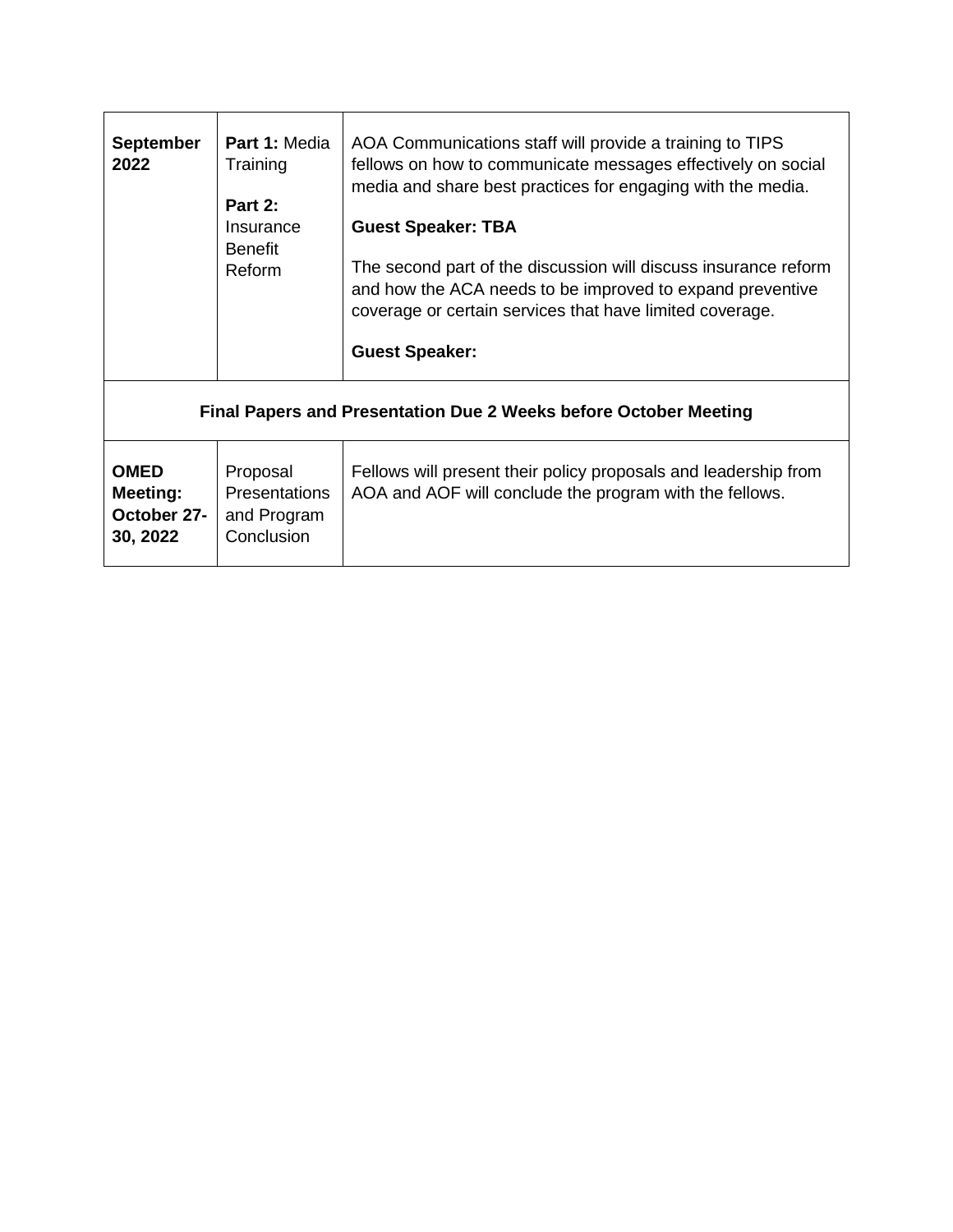| | | |
|---|---|---|
| **September 2022** | **Part 1:** Media Training<br><br>**Part 2:** Insurance Benefit Reform | AOA Communications staff will provide a training to TIPS fellows on how to communicate messages effectively on social media and share best practices for engaging with the media.<br><br>**Guest Speaker: TBA**<br><br>The second part of the discussion will discuss insurance reform and how the ACA needs to be improved to expand preventive coverage or certain services that have limited coverage.<br><br>**Guest Speaker:** |
| **Final Papers and Presentation Due 2 Weeks before October Meeting** | | |
| **OMED Meeting: October 27-30, 2022** | Proposal Presentations and Program Conclusion | Fellows will present their policy proposals and leadership from AOA and AOF will conclude the program with the fellows. |